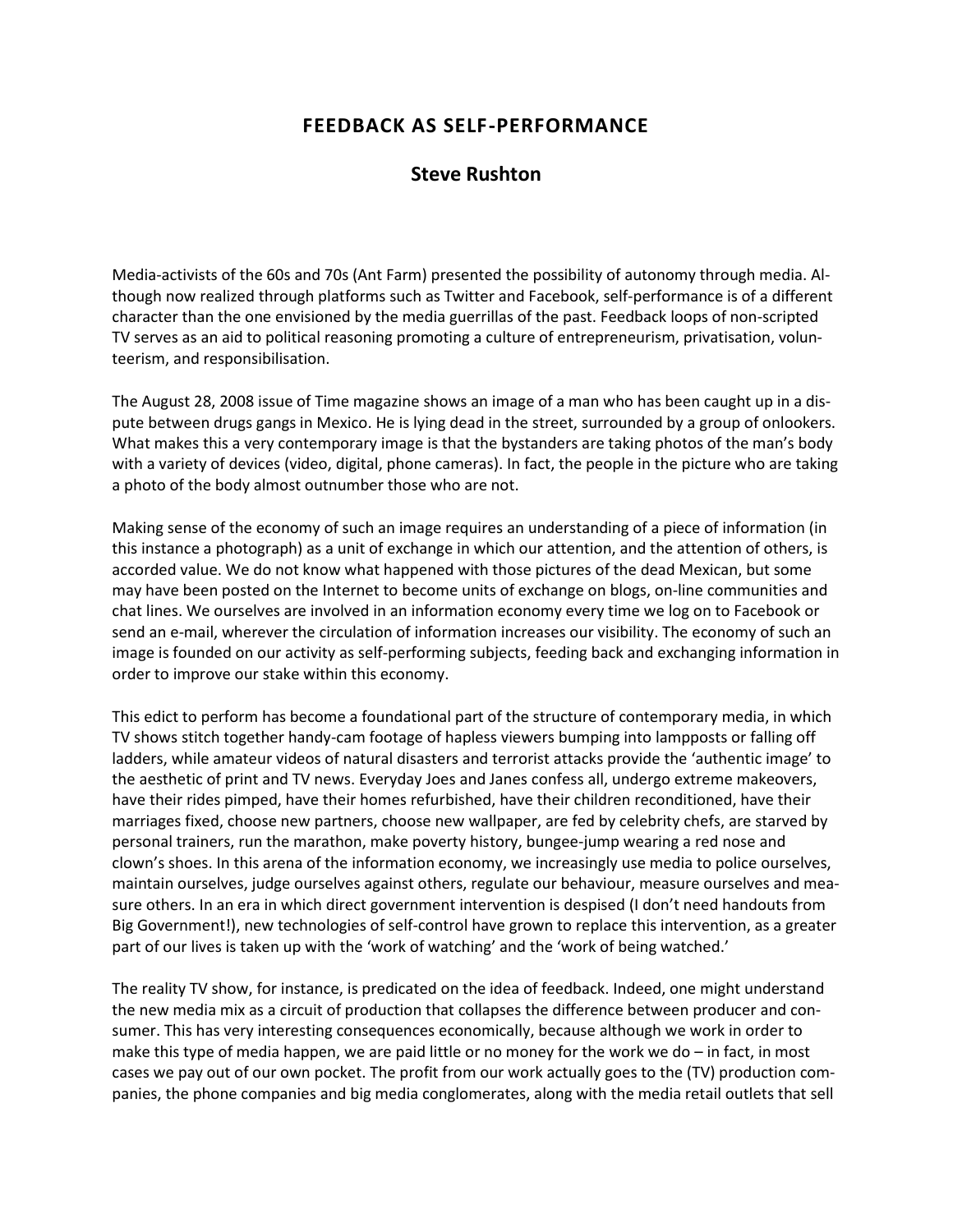# FEEDBACK AS SELF-PERFORMANCE

## Steve Rushton

Media-activists of the 60s and 70s (Ant Farm) presented the possibility of autonomy through media. Although now realized through platforms such as Twitter and Facebook, self-performance is of a different character than the one envisioned by the media guerrillas of the past. Feedback loops of non-scripted TV serves as an aid to political reasoning promoting a culture of entrepreneurism, privatisation, volunteerism, and responsibilisation.

The August 28, 2008 issue of Time magazine shows an image of a man who has been caught up in a dispute between drugs gangs in Mexico. He is lying dead in the street, surrounded by a group of onlookers. What makes this a very contemporary image is that the bystanders are taking photos of the man's body with a variety of devices (video, digital, phone cameras). In fact, the people in the picture who are taking a photo of the body almost outnumber those who are not.

Making sense of the economy of such an image requires an understanding of a piece of information (in this instance a photograph) as a unit of exchange in which our attention, and the attention of others, is accorded value. We do not know what happened with those pictures of the dead Mexican, but some may have been posted on the Internet to become units of exchange on blogs, on-line communities and chat lines. We ourselves are involved in an information economy every time we log on to Facebook or send an e-mail, wherever the circulation of information increases our visibility. The economy of such an image is founded on our activity as self-performing subjects, feeding back and exchanging information in order to improve our stake within this economy.

This edict to perform has become a foundational part of the structure of contemporary media, in which TV shows stitch together handy-cam footage of hapless viewers bumping into lampposts or falling off ladders, while amateur videos of natural disasters and terrorist attacks provide the 'authentic image' to the aesthetic of print and TV news. Everyday Joes and Janes confess all, undergo extreme makeovers, have their rides pimped, have their homes refurbished, have their children reconditioned, have their marriages fixed, choose new partners, choose new wallpaper, are fed by celebrity chefs, are starved by personal trainers, run the marathon, make poverty history, bungee-jump wearing a red nose and clown's shoes. In this arena of the information economy, we increasingly use media to police ourselves, maintain ourselves, judge ourselves against others, regulate our behaviour, measure ourselves and measure others. In an era in which direct government intervention is despised (I don't need handouts from Big Government!), new technologies of self-control have grown to replace this intervention, as a greater part of our lives is taken up with the 'work of watching' and the 'work of being watched.'

The reality TV show, for instance, is predicated on the idea of feedback. Indeed, one might understand the new media mix as a circuit of production that collapses the difference between producer and consumer. This has very interesting consequences economically, because although we work in order to make this type of media happen, we are paid little or no money for the work we do – in fact, in most cases we pay out of our own pocket. The profit from our work actually goes to the (TV) production companies, the phone companies and big media conglomerates, along with the media retail outlets that sell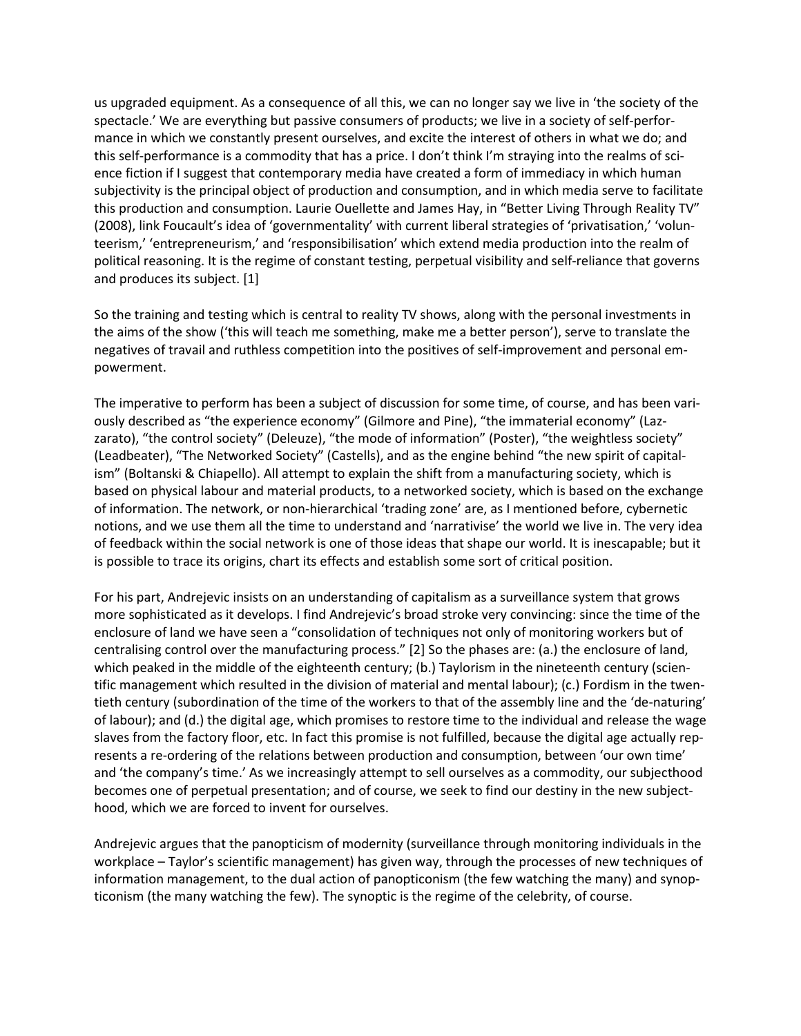us upgraded equipment. As a consequence of all this, we can no longer say we live in 'the society of the spectacle.' We are everything but passive consumers of products; we live in a society of self-performance in which we constantly present ourselves, and excite the interest of others in what we do; and this self-performance is a commodity that has a price. I don't think I'm straying into the realms of science fiction if I suggest that contemporary media have created a form of immediacy in which human subjectivity is the principal object of production and consumption, and in which media serve to facilitate this production and consumption. Laurie Ouellette and James Hay, in "Better Living Through Reality TV" (2008), link Foucault's idea of 'governmentality' with current liberal strategies of 'privatisation,' 'volunteerism,' 'entrepreneurism,' and 'responsibilisation' which extend media production into the realm of political reasoning. It is the regime of constant testing, perpetual visibility and self-reliance that governs and produces its subject. [1]

So the training and testing which is central to reality TV shows, along with the personal investments in the aims of the show ('this will teach me something, make me a better person'), serve to translate the negatives of travail and ruthless competition into the positives of self-improvement and personal empowerment.

The imperative to perform has been a subject of discussion for some time, of course, and has been variously described as "the experience economy" (Gilmore and Pine), "the immaterial economy" (Lazzarato), "the control society" (Deleuze), "the mode of information" (Poster), "the weightless society" (Leadbeater), "The Networked Society" (Castells), and as the engine behind "the new spirit of capitalism" (Boltanski & Chiapello). All attempt to explain the shift from a manufacturing society, which is based on physical labour and material products, to a networked society, which is based on the exchange of information. The network, or non-hierarchical 'trading zone' are, as I mentioned before, cybernetic notions, and we use them all the time to understand and 'narrativise' the world we live in. The very idea of feedback within the social network is one of those ideas that shape our world. It is inescapable; but it is possible to trace its origins, chart its effects and establish some sort of critical position.

For his part, Andrejevic insists on an understanding of capitalism as a surveillance system that grows more sophisticated as it develops. I find Andrejevic's broad stroke very convincing: since the time of the enclosure of land we have seen a "consolidation of techniques not only of monitoring workers but of centralising control over the manufacturing process." [2] So the phases are: (a.) the enclosure of land, which peaked in the middle of the eighteenth century; (b.) Taylorism in the nineteenth century (scientific management which resulted in the division of material and mental labour); (c.) Fordism in the twentieth century (subordination of the time of the workers to that of the assembly line and the 'de-naturing' of labour); and (d.) the digital age, which promises to restore time to the individual and release the wage slaves from the factory floor, etc. In fact this promise is not fulfilled, because the digital age actually represents a re-ordering of the relations between production and consumption, between 'our own time' and 'the company's time.' As we increasingly attempt to sell ourselves as a commodity, our subjecthood becomes one of perpetual presentation; and of course, we seek to find our destiny in the new subjecthood, which we are forced to invent for ourselves.

Andrejevic argues that the panopticism of modernity (surveillance through monitoring individuals in the workplace – Taylor's scientific management) has given way, through the processes of new techniques of information management, to the dual action of panopticonism (the few watching the many) and synopticonism (the many watching the few). The synoptic is the regime of the celebrity, of course.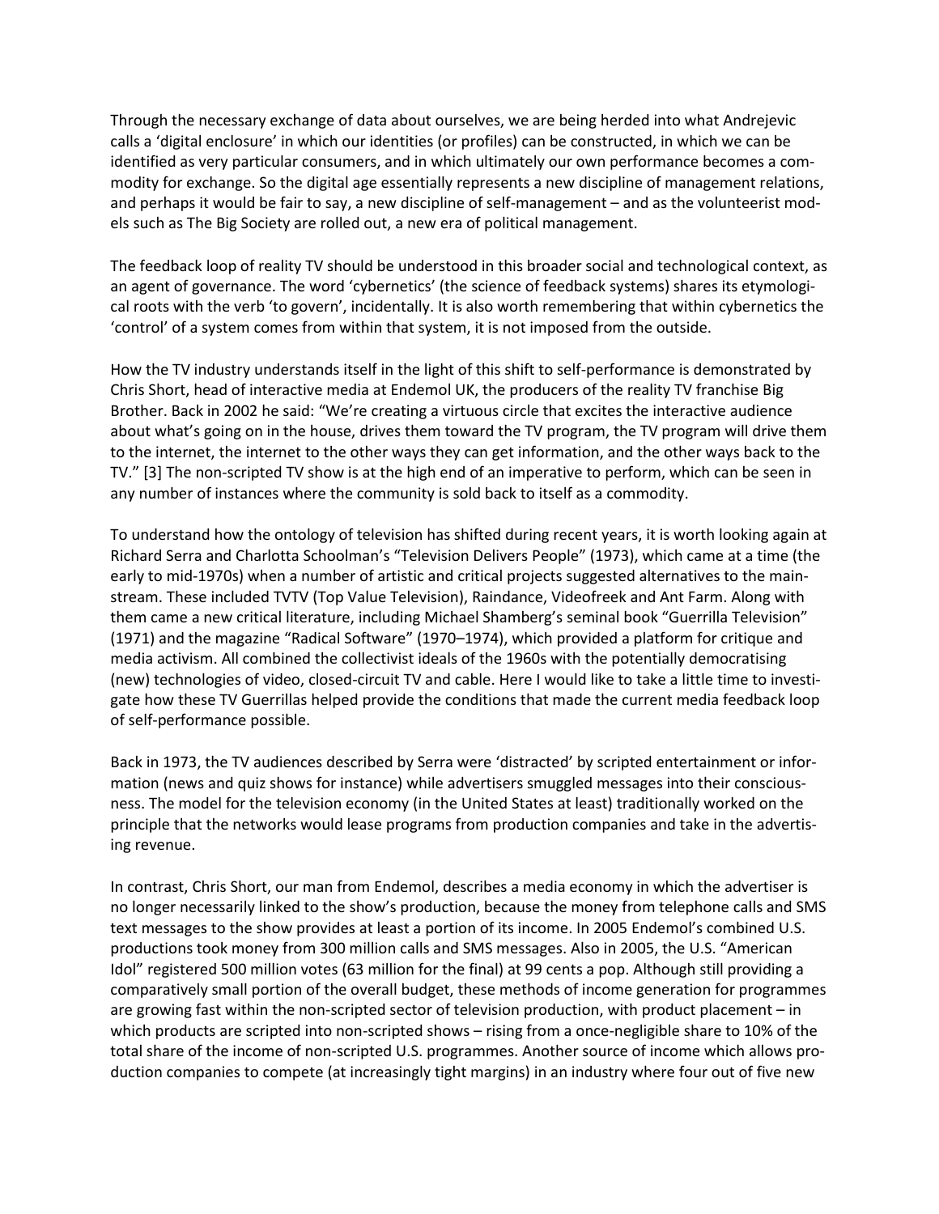Through the necessary exchange of data about ourselves, we are being herded into what Andrejevic calls a 'digital enclosure' in which our identities (or profiles) can be constructed, in which we can be identified as very particular consumers, and in which ultimately our own performance becomes a commodity for exchange. So the digital age essentially represents a new discipline of management relations, and perhaps it would be fair to say, a new discipline of self-management – and as the volunteerist models such as The Big Society are rolled out, a new era of political management.

The feedback loop of reality TV should be understood in this broader social and technological context, as an agent of governance. The word 'cybernetics' (the science of feedback systems) shares its etymological roots with the verb 'to govern', incidentally. It is also worth remembering that within cybernetics the 'control' of a system comes from within that system, it is not imposed from the outside.

How the TV industry understands itself in the light of this shift to self-performance is demonstrated by Chris Short, head of interactive media at Endemol UK, the producers of the reality TV franchise Big Brother. Back in 2002 he said: "We're creating a virtuous circle that excites the interactive audience about what's going on in the house, drives them toward the TV program, the TV program will drive them to the internet, the internet to the other ways they can get information, and the other ways back to the TV." [3] The non-scripted TV show is at the high end of an imperative to perform, which can be seen in any number of instances where the community is sold back to itself as a commodity.

To understand how the ontology of television has shifted during recent years, it is worth looking again at Richard Serra and Charlotta Schoolman's "Television Delivers People" (1973), which came at a time (the early to mid-1970s) when a number of artistic and critical projects suggested alternatives to the mainstream. These included TVTV (Top Value Television), Raindance, Videofreek and Ant Farm. Along with them came a new critical literature, including Michael Shamberg's seminal book "Guerrilla Television" (1971) and the magazine "Radical Software" (1970–1974), which provided a platform for critique and media activism. All combined the collectivist ideals of the 1960s with the potentially democratising (new) technologies of video, closed-circuit TV and cable. Here I would like to take a little time to investigate how these TV Guerrillas helped provide the conditions that made the current media feedback loop of self-performance possible.

Back in 1973, the TV audiences described by Serra were 'distracted' by scripted entertainment or information (news and quiz shows for instance) while advertisers smuggled messages into their consciousness. The model for the television economy (in the United States at least) traditionally worked on the principle that the networks would lease programs from production companies and take in the advertising revenue.

In contrast, Chris Short, our man from Endemol, describes a media economy in which the advertiser is no longer necessarily linked to the show's production, because the money from telephone calls and SMS text messages to the show provides at least a portion of its income. In 2005 Endemol's combined U.S. productions took money from 300 million calls and SMS messages. Also in 2005, the U.S. "American Idol" registered 500 million votes (63 million for the final) at 99 cents a pop. Although still providing a comparatively small portion of the overall budget, these methods of income generation for programmes are growing fast within the non-scripted sector of television production, with product placement – in which products are scripted into non-scripted shows – rising from a once-negligible share to 10% of the total share of the income of non-scripted U.S. programmes. Another source of income which allows production companies to compete (at increasingly tight margins) in an industry where four out of five new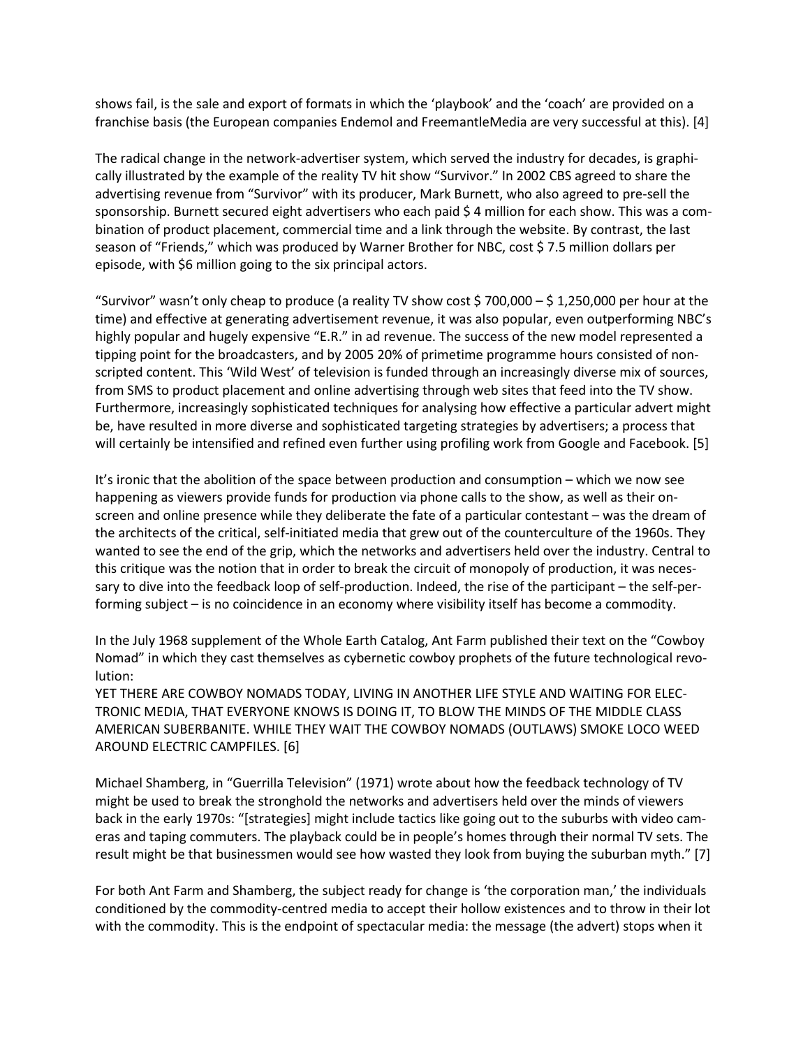shows fail, is the sale and export of formats in which the 'playbook' and the 'coach' are provided on a franchise basis (the European companies Endemol and FreemantleMedia are very successful at this). [4]

The radical change in the network-advertiser system, which served the industry for decades, is graphically illustrated by the example of the reality TV hit show "Survivor." In 2002 CBS agreed to share the advertising revenue from "Survivor" with its producer, Mark Burnett, who also agreed to pre-sell the sponsorship. Burnett secured eight advertisers who each paid $ 4 million for each show. This was a combination of product placement, commercial time and a link through the website. By contrast, the last season of "Friends," which was produced by Warner Brother for NBC, cost $ 7.5 million dollars per episode, with $6 million going to the six principal actors.

"Survivor" wasn't only cheap to produce (a reality TV show cost $ 700,000 – $ 1,250,000 per hour at the time) and effective at generating advertisement revenue, it was also popular, even outperforming NBC's highly popular and hugely expensive "E.R." in ad revenue. The success of the new model represented a tipping point for the broadcasters, and by 2005 20% of primetime programme hours consisted of non-scripted content. This 'Wild West' of television is funded through an increasingly diverse mix of sources, from SMS to product placement and online advertising through web sites that feed into the TV show. Furthermore, increasingly sophisticated techniques for analysing how effective a particular advert might be, have resulted in more diverse and sophisticated targeting strategies by advertisers; a process that will certainly be intensified and refined even further using profiling work from Google and Facebook. [5]

It's ironic that the abolition of the space between production and consumption – which we now see happening as viewers provide funds for production via phone calls to the show, as well as their on-screen and online presence while they deliberate the fate of a particular contestant – was the dream of the architects of the critical, self-initiated media that grew out of the counterculture of the 1960s. They wanted to see the end of the grip, which the networks and advertisers held over the industry. Central to this critique was the notion that in order to break the circuit of monopoly of production, it was necessary to dive into the feedback loop of self-production. Indeed, the rise of the participant – the self-performing subject – is no coincidence in an economy where visibility itself has become a commodity.

In the July 1968 supplement of the Whole Earth Catalog, Ant Farm published their text on the "Cowboy Nomad" in which they cast themselves as cybernetic cowboy prophets of the future technological revolution:

YET THERE ARE COWBOY NOMADS TODAY, LIVING IN ANOTHER LIFE STYLE AND WAITING FOR ELECTRONIC MEDIA, THAT EVERYONE KNOWS IS DOING IT, TO BLOW THE MINDS OF THE MIDDLE CLASS AMERICAN SUBERBANITE. WHILE THEY WAIT THE COWBOY NOMADS (OUTLAWS) SMOKE LOCO WEED AROUND ELECTRIC CAMPFILES. [6]

Michael Shamberg, in "Guerrilla Television" (1971) wrote about how the feedback technology of TV might be used to break the stronghold the networks and advertisers held over the minds of viewers back in the early 1970s: "[strategies] might include tactics like going out to the suburbs with video cameras and taping commuters. The playback could be in people's homes through their normal TV sets. The result might be that businessmen would see how wasted they look from buying the suburban myth." [7]

For both Ant Farm and Shamberg, the subject ready for change is 'the corporation man,' the individuals conditioned by the commodity-centred media to accept their hollow existences and to throw in their lot with the commodity. This is the endpoint of spectacular media: the message (the advert) stops when it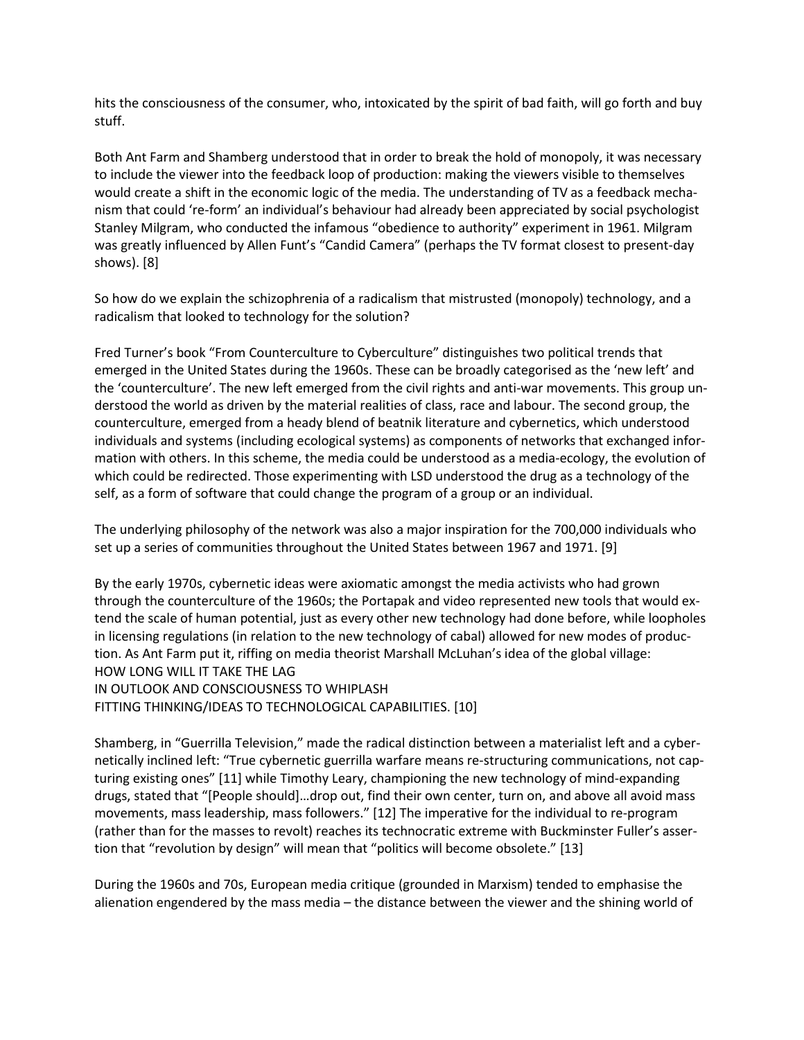hits the consciousness of the consumer, who, intoxicated by the spirit of bad faith, will go forth and buy stuff.

Both Ant Farm and Shamberg understood that in order to break the hold of monopoly, it was necessary to include the viewer into the feedback loop of production: making the viewers visible to themselves would create a shift in the economic logic of the media. The understanding of TV as a feedback mechanism that could 're-form' an individual's behaviour had already been appreciated by social psychologist Stanley Milgram, who conducted the infamous "obedience to authority" experiment in 1961. Milgram was greatly influenced by Allen Funt's "Candid Camera" (perhaps the TV format closest to present-day shows). [8]

So how do we explain the schizophrenia of a radicalism that mistrusted (monopoly) technology, and a radicalism that looked to technology for the solution?

Fred Turner's book "From Counterculture to Cyberculture" distinguishes two political trends that emerged in the United States during the 1960s. These can be broadly categorised as the 'new left' and the 'counterculture'. The new left emerged from the civil rights and anti-war movements. This group understood the world as driven by the material realities of class, race and labour. The second group, the counterculture, emerged from a heady blend of beatnik literature and cybernetics, which understood individuals and systems (including ecological systems) as components of networks that exchanged information with others. In this scheme, the media could be understood as a media-ecology, the evolution of which could be redirected. Those experimenting with LSD understood the drug as a technology of the self, as a form of software that could change the program of a group or an individual.

The underlying philosophy of the network was also a major inspiration for the 700,000 individuals who set up a series of communities throughout the United States between 1967 and 1971. [9]

By the early 1970s, cybernetic ideas were axiomatic amongst the media activists who had grown through the counterculture of the 1960s; the Portapak and video represented new tools that would extend the scale of human potential, just as every other new technology had done before, while loopholes in licensing regulations (in relation to the new technology of cabal) allowed for new modes of production. As Ant Farm put it, riffing on media theorist Marshall McLuhan's idea of the global village:

HOW LONG WILL IT TAKE THE LAG
IN OUTLOOK AND CONSCIOUSNESS TO WHIPLASH
FITTING THINKING/IDEAS TO TECHNOLOGICAL CAPABILITIES. [10]

Shamberg, in "Guerrilla Television," made the radical distinction between a materialist left and a cybernetically inclined left: "True cybernetic guerrilla warfare means re-structuring communications, not capturing existing ones" [11] while Timothy Leary, championing the new technology of mind-expanding drugs, stated that "[People should]…drop out, find their own center, turn on, and above all avoid mass movements, mass leadership, mass followers." [12] The imperative for the individual to re-program (rather than for the masses to revolt) reaches its technocratic extreme with Buckminster Fuller's assertion that "revolution by design" will mean that "politics will become obsolete." [13]

During the 1960s and 70s, European media critique (grounded in Marxism) tended to emphasise the alienation engendered by the mass media – the distance between the viewer and the shining world of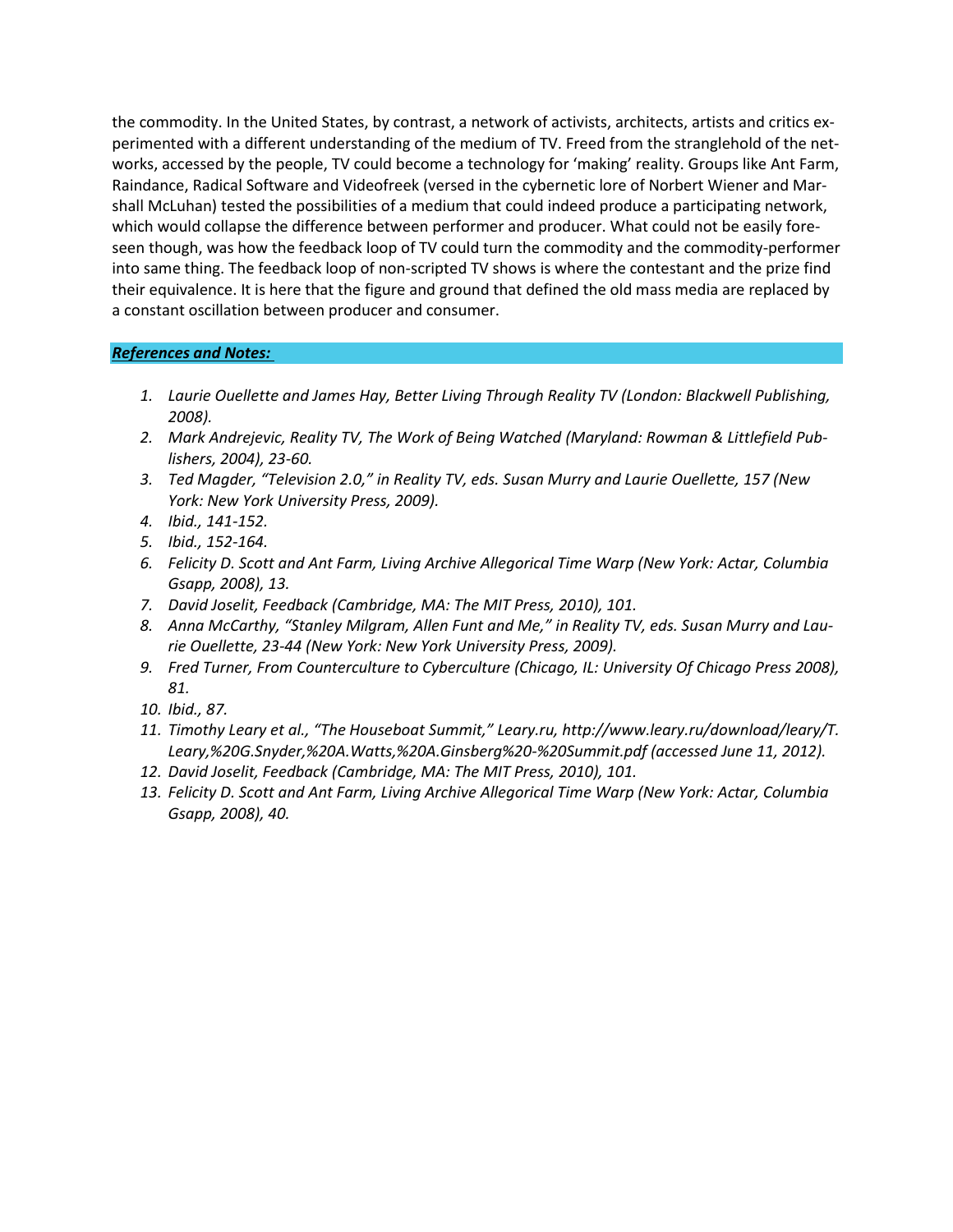the commodity. In the United States, by contrast, a network of activists, architects, artists and critics experimented with a different understanding of the medium of TV. Freed from the stranglehold of the networks, accessed by the people, TV could become a technology for 'making' reality. Groups like Ant Farm, Raindance, Radical Software and Videofreek (versed in the cybernetic lore of Norbert Wiener and Marshall McLuhan) tested the possibilities of a medium that could indeed produce a participating network, which would collapse the difference between performer and producer. What could not be easily foreseen though, was how the feedback loop of TV could turn the commodity and the commodity-performer into same thing. The feedback loop of non-scripted TV shows is where the contestant and the prize find their equivalence. It is here that the figure and ground that defined the old mass media are replaced by a constant oscillation between producer and consumer.

## ***References and Notes:***

1. *Laurie Ouellette and James Hay, Better Living Through Reality TV (London: Blackwell Publishing, 2008).*
2. *Mark Andrejevic, Reality TV, The Work of Being Watched (Maryland: Rowman & Littlefield Publishers, 2004), 23-60.*
3. *Ted Magder, "Television 2.0," in Reality TV, eds. Susan Murry and Laurie Ouellette, 157 (New York: New York University Press, 2009).*
4. *Ibid., 141-152.*
5. *Ibid., 152-164.*
6. *Felicity D. Scott and Ant Farm, Living Archive Allegorical Time Warp (New York: Actar, Columbia Gsapp, 2008), 13.*
7. *David Joselit, Feedback (Cambridge, MA: The MIT Press, 2010), 101.*
8. *Anna McCarthy, "Stanley Milgram, Allen Funt and Me," in Reality TV, eds. Susan Murry and Laurie Ouellette, 23-44 (New York: New York University Press, 2009).*
9. *Fred Turner, From Counterculture to Cyberculture (Chicago, IL: University Of Chicago Press 2008), 81.*
10. *Ibid., 87.*
11. *Timothy Leary et al., "The Houseboat Summit," Leary.ru, http://www.leary.ru/download/leary/T.Leary,%20G.Snyder,%20A.Watts,%20A.Ginsberg%20-%20Summit.pdf (accessed June 11, 2012).*
12. *David Joselit, Feedback (Cambridge, MA: The MIT Press, 2010), 101.*
13. *Felicity D. Scott and Ant Farm, Living Archive Allegorical Time Warp (New York: Actar, Columbia Gsapp, 2008), 40.*